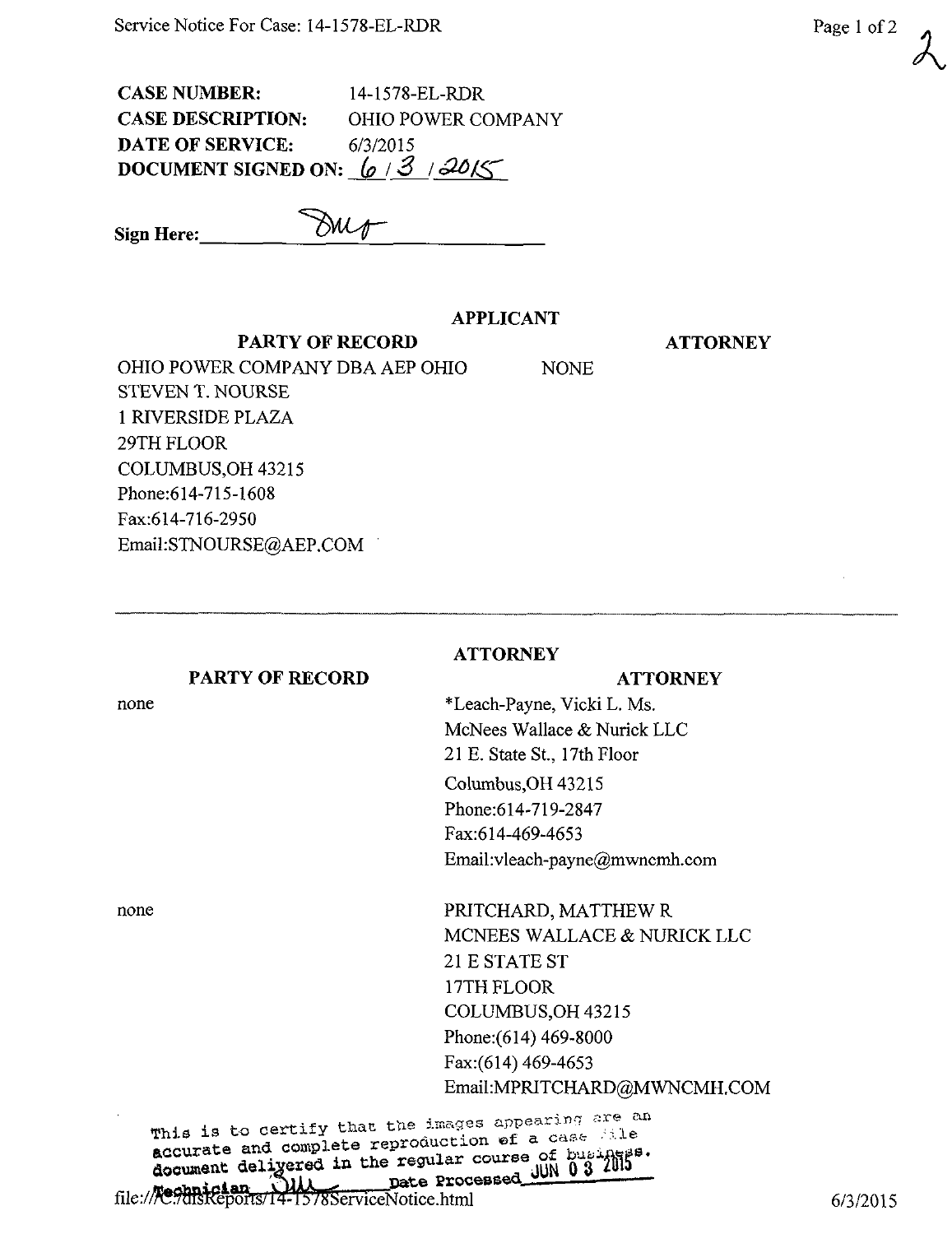**CASE NUMBER:** 14-1578-EL-RDR
**CASE DESCRIPTION:** OHIO POWER COMPANY
**DATE OF SERVICE:** 6/3/2015
**DOCUMENT SIGNED ON:** 6 / 3 / 2015

**Sign Here:** ________

## APPLICANT

| PARTY OF RECORD | ATTORNEY |
|---|---|
| OHIO POWER COMPANY DBA AEP OHIO<br>STEVEN T. NOURSE<br>1 RIVERSIDE PLAZA<br>29TH FLOOR<br>COLUMBUS,OH 43215<br>Phone:614-715-1608<br>Fax:614-716-2950<br>Email:STNOURSE@AEP.COM | NONE |

## ATTORNEY

| PARTY OF RECORD | ATTORNEY |
|---|---|
| none | *Leach-Payne, Vicki L. Ms.<br>McNees Wallace & Nurick LLC<br>21 E. State St., 17th Floor<br>Columbus,OH 43215<br>Phone:614-719-2847<br>Fax:614-469-4653<br>Email:vleach-payne@mwncmh.com |
| none | PRITCHARD, MATTHEW R<br>MCNEES WALLACE & NURICK LLC<br>21 E STATE ST<br>17TH FLOOR<br>COLUMBUS,OH 43215<br>Phone:(614) 469-8000<br>Fax:(614) 469-4653<br>Email:MPRITCHARD@MWNCMH.COM |

This is to certify that the images appearing are an accurate and complete reproduction of a case file document delivered in the regular course of business.
Technician ____ Date Processed JUN 03 2015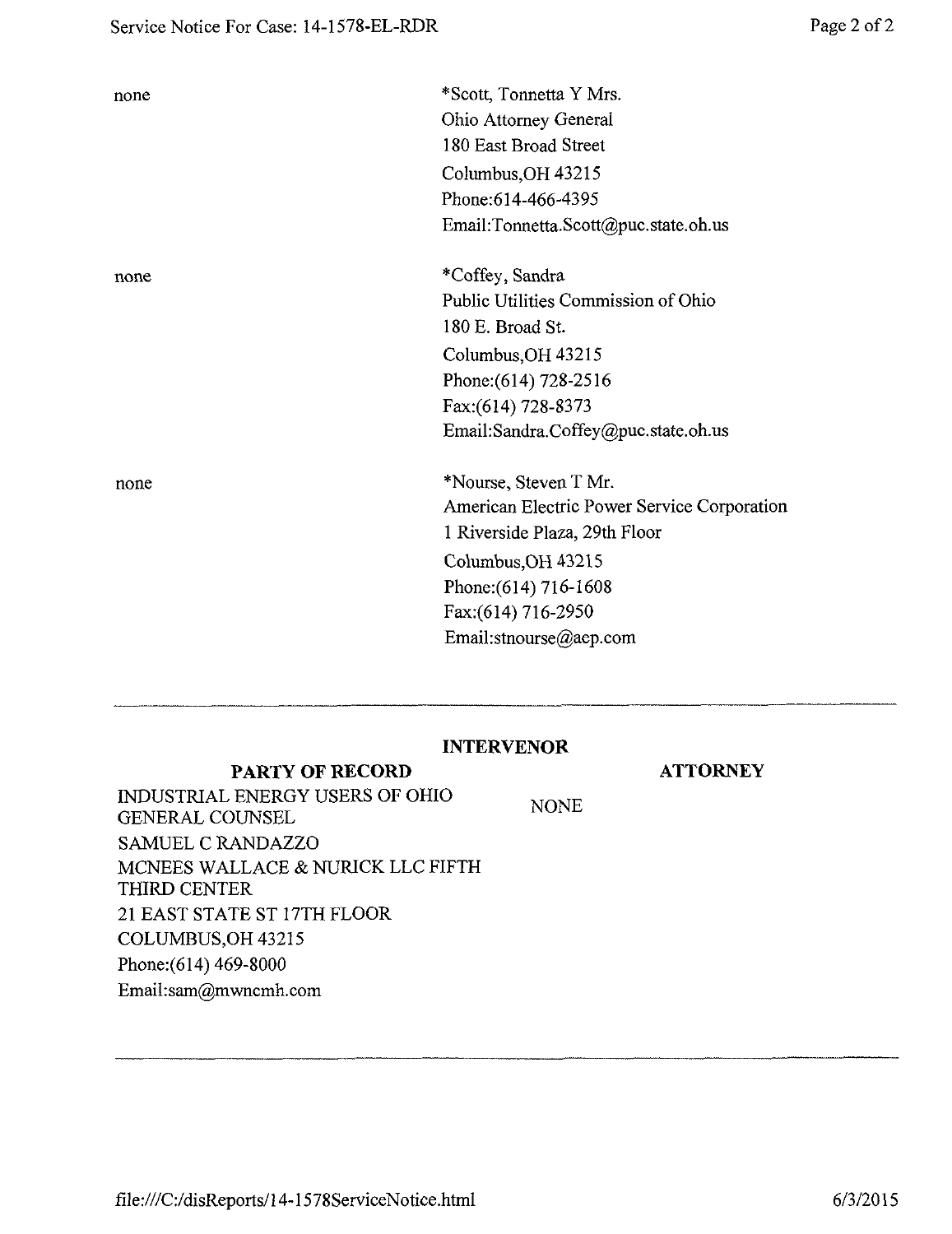| | |
|---|---|
| none | *Scott, Tonnetta Y Mrs.<br>Ohio Attorney General<br>180 East Broad Street<br>Columbus,OH 43215<br>Phone:614-466-4395<br>Email:Tonnetta.Scott@puc.state.oh.us |
| none | *Coffey, Sandra<br>Public Utilities Commission of Ohio<br>180 E. Broad St.<br>Columbus,OH 43215<br>Phone:(614) 728-2516<br>Fax:(614) 728-8373<br>Email:Sandra.Coffey@puc.state.oh.us |
| none | *Nourse, Steven T Mr.<br>American Electric Power Service Corporation<br>1 Riverside Plaza, 29th Floor<br>Columbus,OH 43215<br>Phone:(614) 716-1608<br>Fax:(614) 716-2950<br>Email:stnourse@aep.com |

---

**INTERVENOR**

| PARTY OF RECORD | ATTORNEY |
|---|---|
| INDUSTRIAL ENERGY USERS OF OHIO GENERAL COUNSEL<br>SAMUEL C RANDAZZO<br>MCNEES WALLACE & NURICK LLC FIFTH THIRD CENTER<br>21 EAST STATE ST 17TH FLOOR<br>COLUMBUS,OH 43215<br>Phone:(614) 469-8000<br>Email:sam@mwncmh.com | NONE |

---